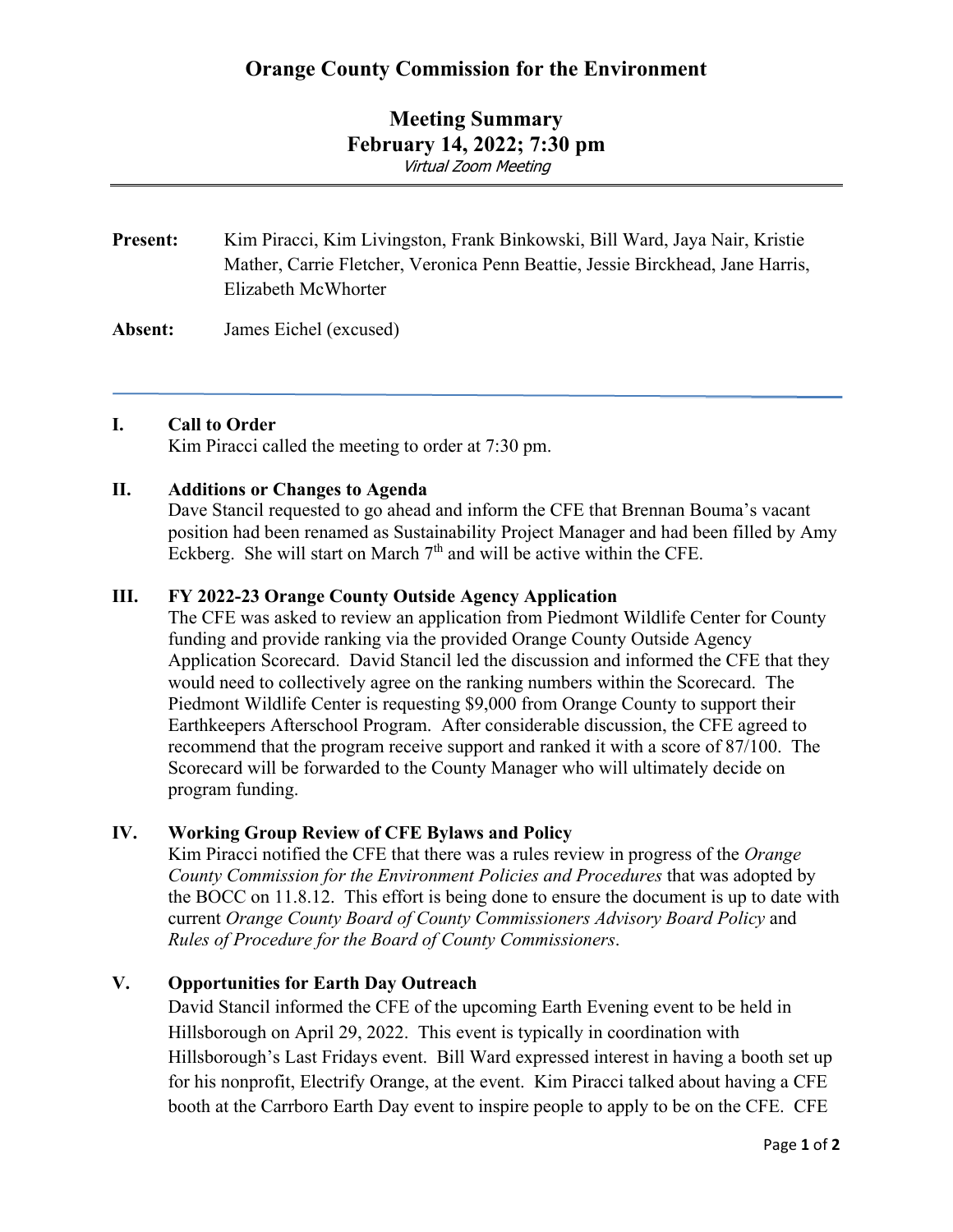# Orange County Commission for the Environment

## Meeting Summary
## February 14, 2022; 7:30 pm
*Virtual Zoom Meeting*

---

**Present:** Kim Piracci, Kim Livingston, Frank Binkowski, Bill Ward, Jaya Nair, Kristie Mather, Carrie Fletcher, Veronica Penn Beattie, Jessie Birckhead, Jane Harris, Elizabeth McWhorter

**Absent:** James Eichel (excused)

---

### I. Call to Order

Kim Piracci called the meeting to order at 7:30 pm.

### II. Additions or Changes to Agenda

Dave Stancil requested to go ahead and inform the CFE that Brennan Bouma's vacant position had been renamed as Sustainability Project Manager and had been filled by Amy Eckberg. She will start on March 7th and will be active within the CFE.

### III. FY 2022-23 Orange County Outside Agency Application

The CFE was asked to review an application from Piedmont Wildlife Center for County funding and provide ranking via the provided Orange County Outside Agency Application Scorecard. David Stancil led the discussion and informed the CFE that they would need to collectively agree on the ranking numbers within the Scorecard. The Piedmont Wildlife Center is requesting $9,000 from Orange County to support their Earthkeepers Afterschool Program. After considerable discussion, the CFE agreed to recommend that the program receive support and ranked it with a score of 87/100. The Scorecard will be forwarded to the County Manager who will ultimately decide on program funding.

### IV. Working Group Review of CFE Bylaws and Policy

Kim Piracci notified the CFE that there was a rules review in progress of the *Orange County Commission for the Environment Policies and Procedures* that was adopted by the BOCC on 11.8.12. This effort is being done to ensure the document is up to date with current *Orange County Board of County Commissioners Advisory Board Policy* and *Rules of Procedure for the Board of County Commissioners*.

### V. Opportunities for Earth Day Outreach

David Stancil informed the CFE of the upcoming Earth Evening event to be held in Hillsborough on April 29, 2022. This event is typically in coordination with Hillsborough's Last Fridays event. Bill Ward expressed interest in having a booth set up for his nonprofit, Electrify Orange, at the event. Kim Piracci talked about having a CFE booth at the Carrboro Earth Day event to inspire people to apply to be on the CFE. CFE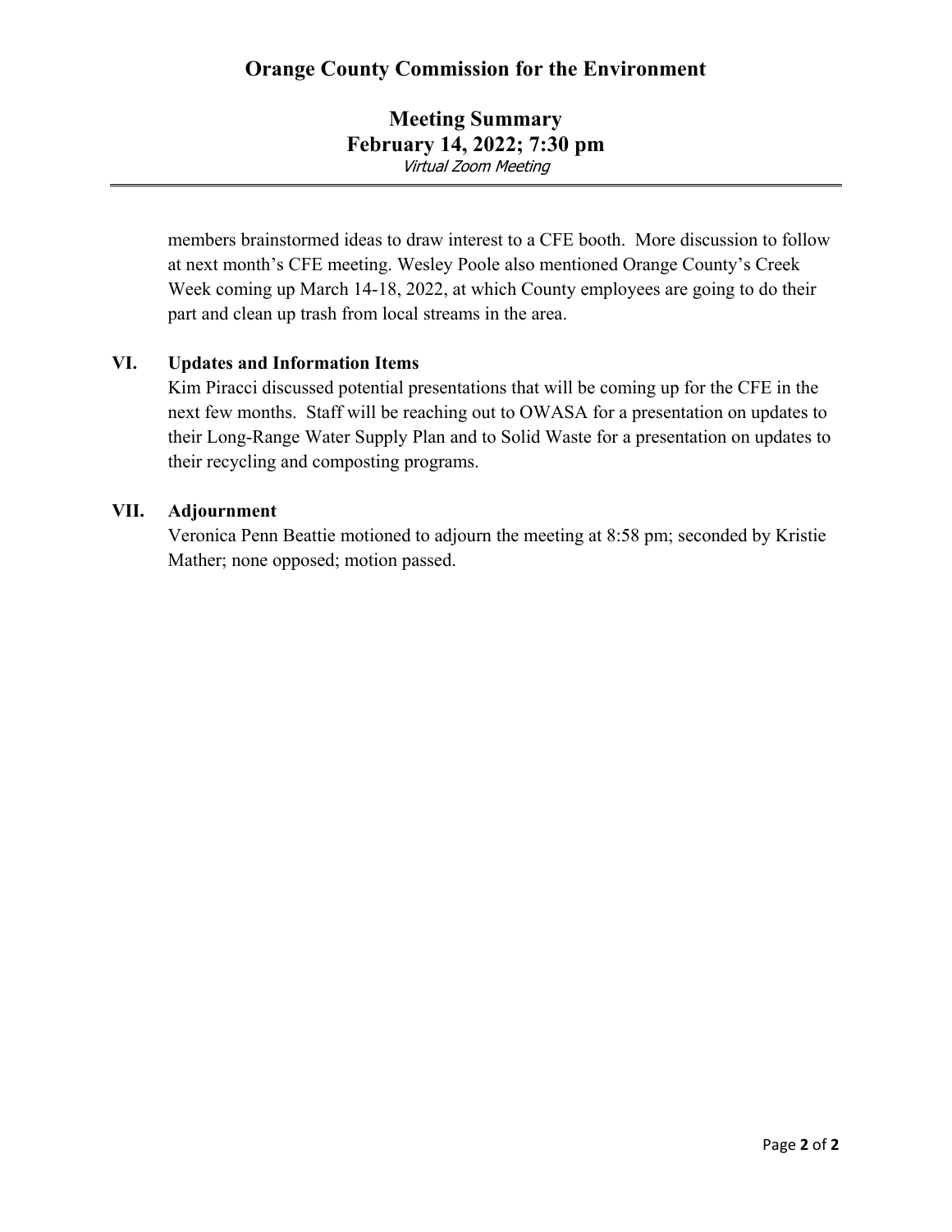members brainstormed ideas to draw interest to a CFE booth. More discussion to follow at next month's CFE meeting. Wesley Poole also mentioned Orange County's Creek Week coming up March 14-18, 2022, at which County employees are going to do their part and clean up trash from local streams in the area.

## VI. Updates and Information Items

Kim Piracci discussed potential presentations that will be coming up for the CFE in the next few months. Staff will be reaching out to OWASA for a presentation on updates to their Long-Range Water Supply Plan and to Solid Waste for a presentation on updates to their recycling and composting programs.

## VII. Adjournment

Veronica Penn Beattie motioned to adjourn the meeting at 8:58 pm; seconded by Kristie Mather; none opposed; motion passed.